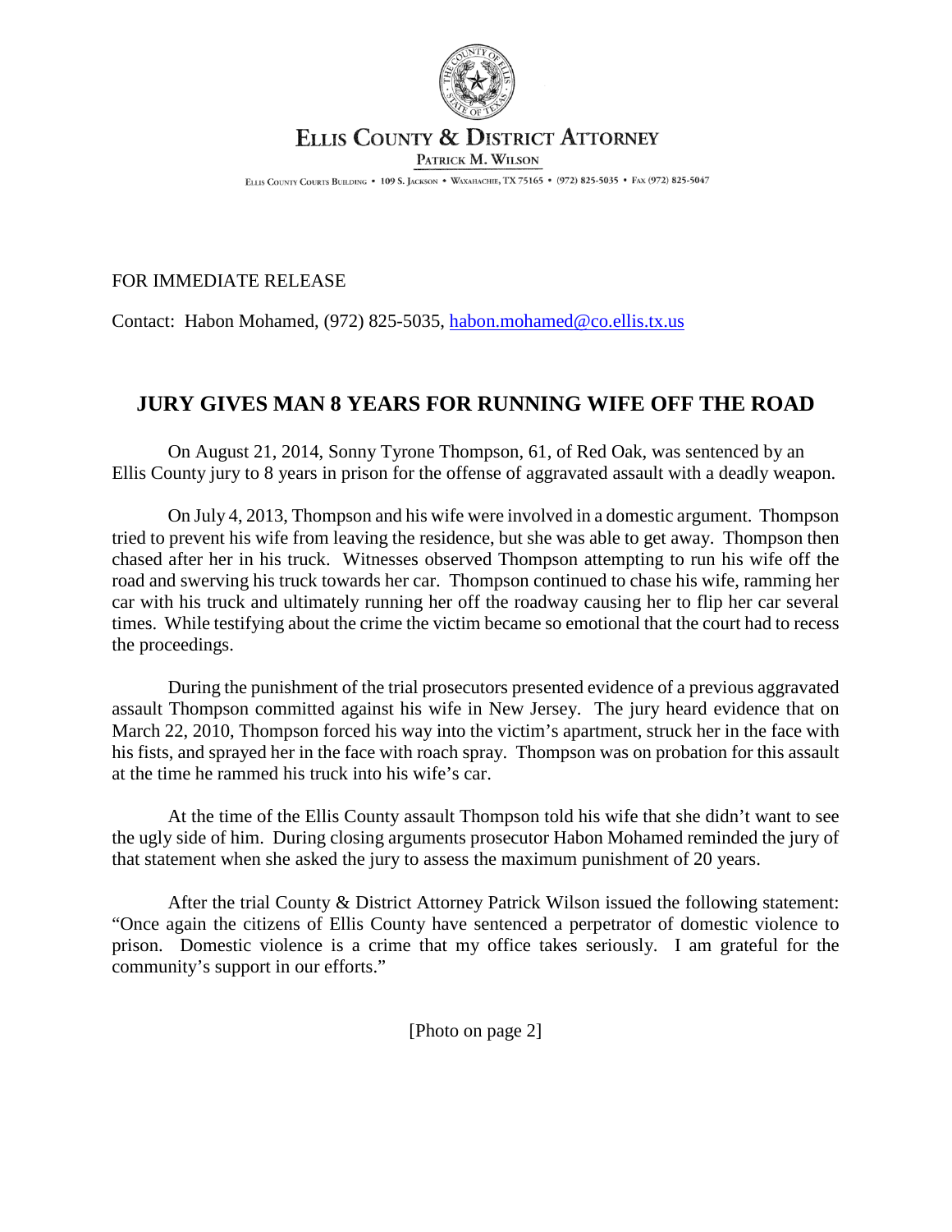**ELLIS COUNTY & DISTRICT ATTORNEY**

**PATRICK M. WILSON**

ELLIS COUNTY COURTS BUILDING • 109 S. JACKSON • WAXAHACHIE, TX 75165 • (972) 825-5035 • FAX (972) 825-5047

FOR IMMEDIATE RELEASE

Contact: Habon Mohamed, (972) 825-5035, habon.mohamed@co.ellis.tx.us

# JURY GIVES MAN 8 YEARS FOR RUNNING WIFE OFF THE ROAD

On August 21, 2014, Sonny Tyrone Thompson, 61, of Red Oak, was sentenced by an Ellis County jury to 8 years in prison for the offense of aggravated assault with a deadly weapon.

On July 4, 2013, Thompson and his wife were involved in a domestic argument. Thompson tried to prevent his wife from leaving the residence, but she was able to get away. Thompson then chased after her in his truck. Witnesses observed Thompson attempting to run his wife off the road and swerving his truck towards her car. Thompson continued to chase his wife, ramming her car with his truck and ultimately running her off the roadway causing her to flip her car several times. While testifying about the crime the victim became so emotional that the court had to recess the proceedings.

During the punishment of the trial prosecutors presented evidence of a previous aggravated assault Thompson committed against his wife in New Jersey. The jury heard evidence that on March 22, 2010, Thompson forced his way into the victim's apartment, struck her in the face with his fists, and sprayed her in the face with roach spray. Thompson was on probation for this assault at the time he rammed his truck into his wife's car.

At the time of the Ellis County assault Thompson told his wife that she didn't want to see the ugly side of him. During closing arguments prosecutor Habon Mohamed reminded the jury of that statement when she asked the jury to assess the maximum punishment of 20 years.

After the trial County & District Attorney Patrick Wilson issued the following statement: "Once again the citizens of Ellis County have sentenced a perpetrator of domestic violence to prison. Domestic violence is a crime that my office takes seriously. I am grateful for the community's support in our efforts."

[Photo on page 2]